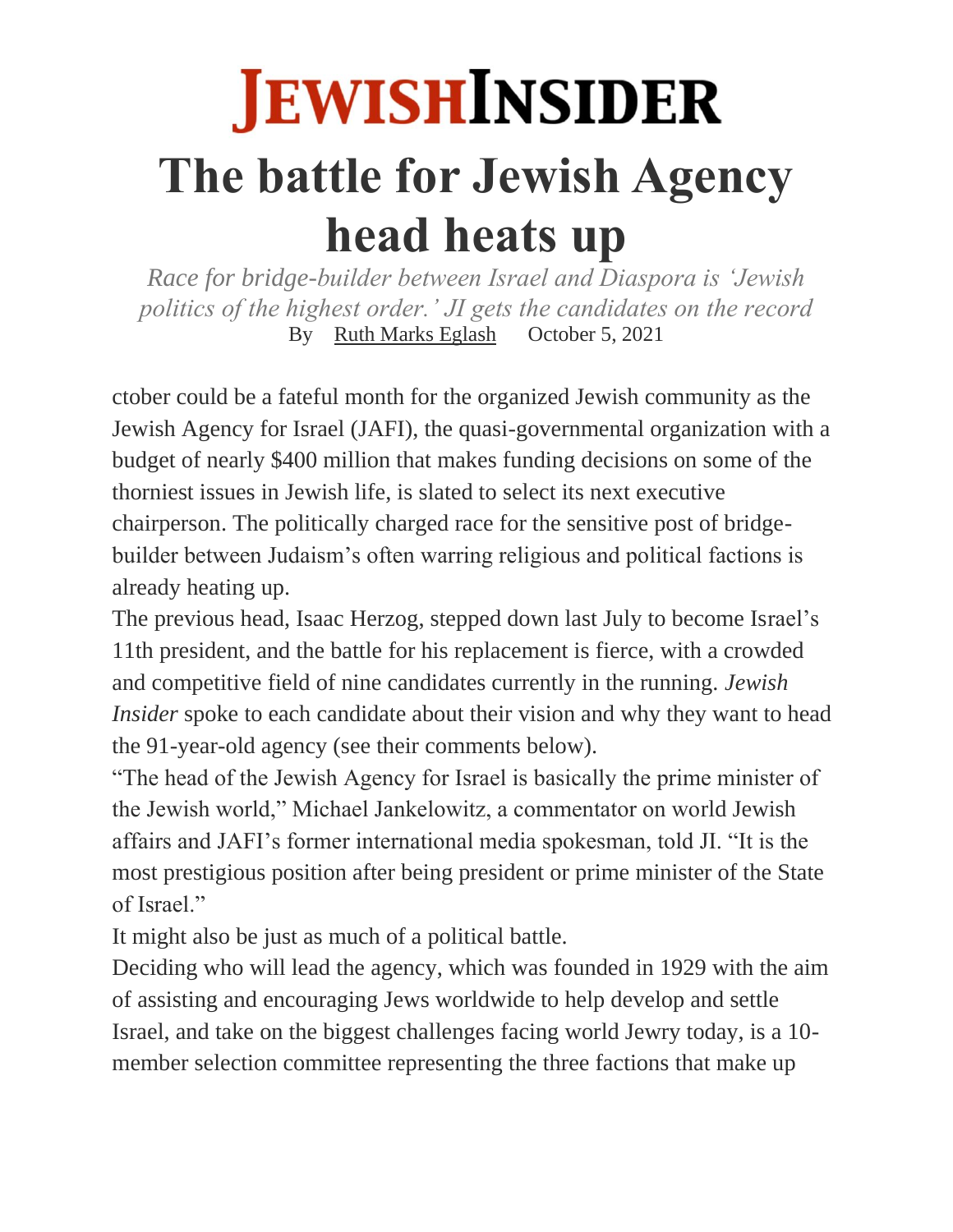**JEWISHINSIDER**

# The battle for Jewish Agency head heats up

*Race for bridge-builder between Israel and Diaspora is 'Jewish politics of the highest order.' JI gets the candidates on the record*

By Ruth Marks Eglash October 5, 2021

ctober could be a fateful month for the organized Jewish community as the Jewish Agency for Israel (JAFI), the quasi-governmental organization with a budget of nearly $400 million that makes funding decisions on some of the thorniest issues in Jewish life, is slated to select its next executive chairperson. The politically charged race for the sensitive post of bridge-builder between Judaism's often warring religious and political factions is already heating up.

The previous head, Isaac Herzog, stepped down last July to become Israel's 11th president, and the battle for his replacement is fierce, with a crowded and competitive field of nine candidates currently in the running. *Jewish Insider* spoke to each candidate about their vision and why they want to head the 91-year-old agency (see their comments below).

"The head of the Jewish Agency for Israel is basically the prime minister of the Jewish world," Michael Jankelowitz, a commentator on world Jewish affairs and JAFI's former international media spokesman, told JI. "It is the most prestigious position after being president or prime minister of the State of Israel."

It might also be just as much of a political battle.

Deciding who will lead the agency, which was founded in 1929 with the aim of assisting and encouraging Jews worldwide to help develop and settle Israel, and take on the biggest challenges facing world Jewry today, is a 10-member selection committee representing the three factions that make up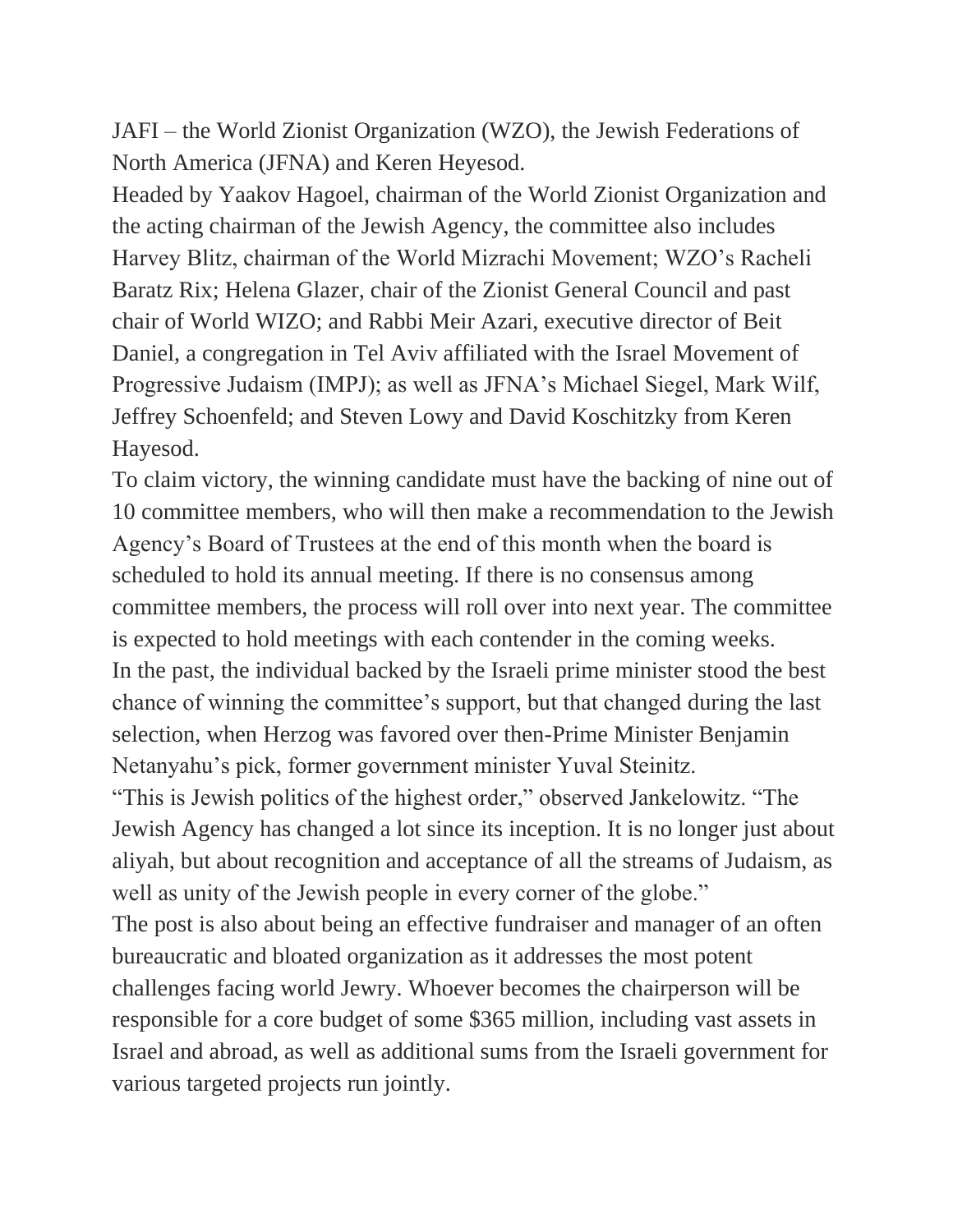JAFI – the World Zionist Organization (WZO), the Jewish Federations of North America (JFNA) and Keren Heyesod.

Headed by Yaakov Hagoel, chairman of the World Zionist Organization and the acting chairman of the Jewish Agency, the committee also includes Harvey Blitz, chairman of the World Mizrachi Movement; WZO's Racheli Baratz Rix; Helena Glazer, chair of the Zionist General Council and past chair of World WIZO; and Rabbi Meir Azari, executive director of Beit Daniel, a congregation in Tel Aviv affiliated with the Israel Movement of Progressive Judaism (IMPJ); as well as JFNA's Michael Siegel, Mark Wilf, Jeffrey Schoenfeld; and Steven Lowy and David Koschitzky from Keren Hayesod.

To claim victory, the winning candidate must have the backing of nine out of 10 committee members, who will then make a recommendation to the Jewish Agency's Board of Trustees at the end of this month when the board is scheduled to hold its annual meeting. If there is no consensus among committee members, the process will roll over into next year. The committee is expected to hold meetings with each contender in the coming weeks.

In the past, the individual backed by the Israeli prime minister stood the best chance of winning the committee's support, but that changed during the last selection, when Herzog was favored over then-Prime Minister Benjamin Netanyahu's pick, former government minister Yuval Steinitz.

"This is Jewish politics of the highest order," observed Jankelowitz. "The Jewish Agency has changed a lot since its inception. It is no longer just about aliyah, but about recognition and acceptance of all the streams of Judaism, as well as unity of the Jewish people in every corner of the globe."

The post is also about being an effective fundraiser and manager of an often bureaucratic and bloated organization as it addresses the most potent challenges facing world Jewry. Whoever becomes the chairperson will be responsible for a core budget of some $365 million, including vast assets in Israel and abroad, as well as additional sums from the Israeli government for various targeted projects run jointly.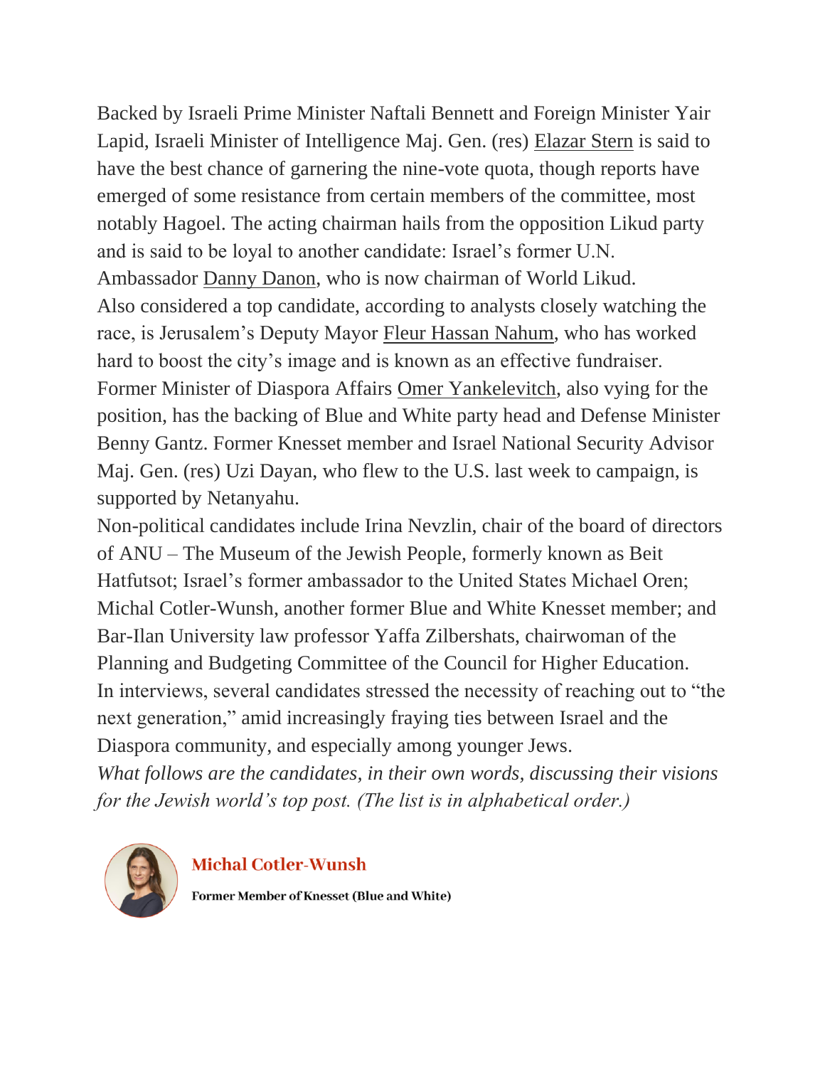Backed by Israeli Prime Minister Naftali Bennett and Foreign Minister Yair Lapid, Israeli Minister of Intelligence Maj. Gen. (res) Elazar Stern is said to have the best chance of garnering the nine-vote quota, though reports have emerged of some resistance from certain members of the committee, most notably Hagoel. The acting chairman hails from the opposition Likud party and is said to be loyal to another candidate: Israel's former U.N. Ambassador Danny Danon, who is now chairman of World Likud.

Also considered a top candidate, according to analysts closely watching the race, is Jerusalem's Deputy Mayor Fleur Hassan Nahum, who has worked hard to boost the city's image and is known as an effective fundraiser.

Former Minister of Diaspora Affairs Omer Yankelevitch, also vying for the position, has the backing of Blue and White party head and Defense Minister Benny Gantz. Former Knesset member and Israel National Security Advisor Maj. Gen. (res) Uzi Dayan, who flew to the U.S. last week to campaign, is supported by Netanyahu.

Non-political candidates include Irina Nevzlin, chair of the board of directors of ANU – The Museum of the Jewish People, formerly known as Beit Hatfutsot; Israel's former ambassador to the United States Michael Oren; Michal Cotler-Wunsh, another former Blue and White Knesset member; and Bar-Ilan University law professor Yaffa Zilbershats, chairwoman of the Planning and Budgeting Committee of the Council for Higher Education.

In interviews, several candidates stressed the necessity of reaching out to "the next generation," amid increasingly fraying ties between Israel and the Diaspora community, and especially among younger Jews.

*What follows are the candidates, in their own words, discussing their visions for the Jewish world's top post. (The list is in alphabetical order.)*

## Michal Cotler-Wunsh

**Former Member of Knesset (Blue and White)**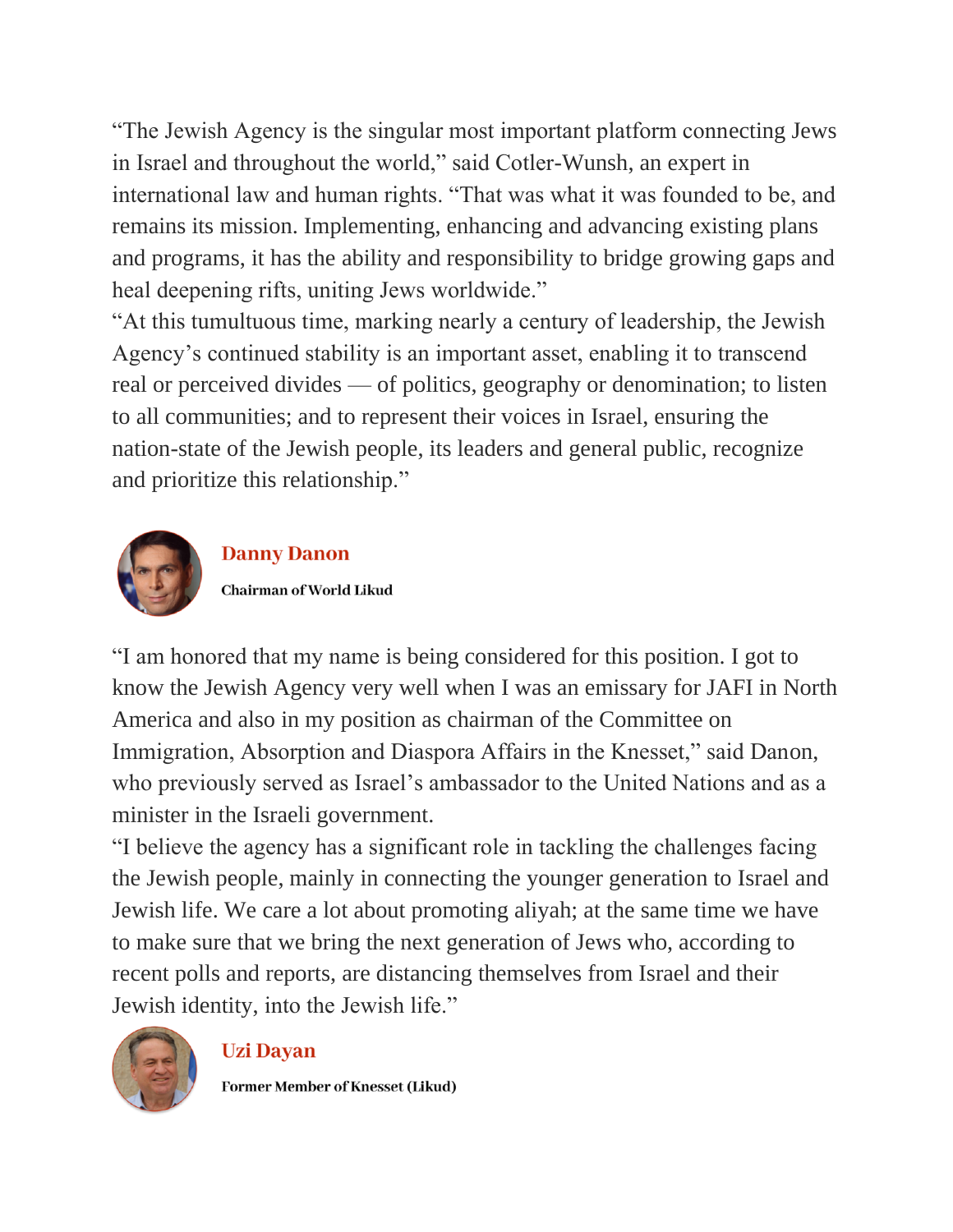"The Jewish Agency is the singular most important platform connecting Jews in Israel and throughout the world," said Cotler-Wunsh, an expert in international law and human rights. "That was what it was founded to be, and remains its mission. Implementing, enhancing and advancing existing plans and programs, it has the ability and responsibility to bridge growing gaps and heal deepening rifts, uniting Jews worldwide."

"At this tumultuous time, marking nearly a century of leadership, the Jewish Agency's continued stability is an important asset, enabling it to transcend real or perceived divides — of politics, geography or denomination; to listen to all communities; and to represent their voices in Israel, ensuring the nation-state of the Jewish people, its leaders and general public, recognize and prioritize this relationship."

### Danny Danon

**Chairman of World Likud**

"I am honored that my name is being considered for this position. I got to know the Jewish Agency very well when I was an emissary for JAFI in North America and also in my position as chairman of the Committee on Immigration, Absorption and Diaspora Affairs in the Knesset," said Danon, who previously served as Israel's ambassador to the United Nations and as a minister in the Israeli government.

"I believe the agency has a significant role in tackling the challenges facing the Jewish people, mainly in connecting the younger generation to Israel and Jewish life. We care a lot about promoting aliyah; at the same time we have to make sure that we bring the next generation of Jews who, according to recent polls and reports, are distancing themselves from Israel and their Jewish identity, into the Jewish life."

### Uzi Dayan

**Former Member of Knesset (Likud)**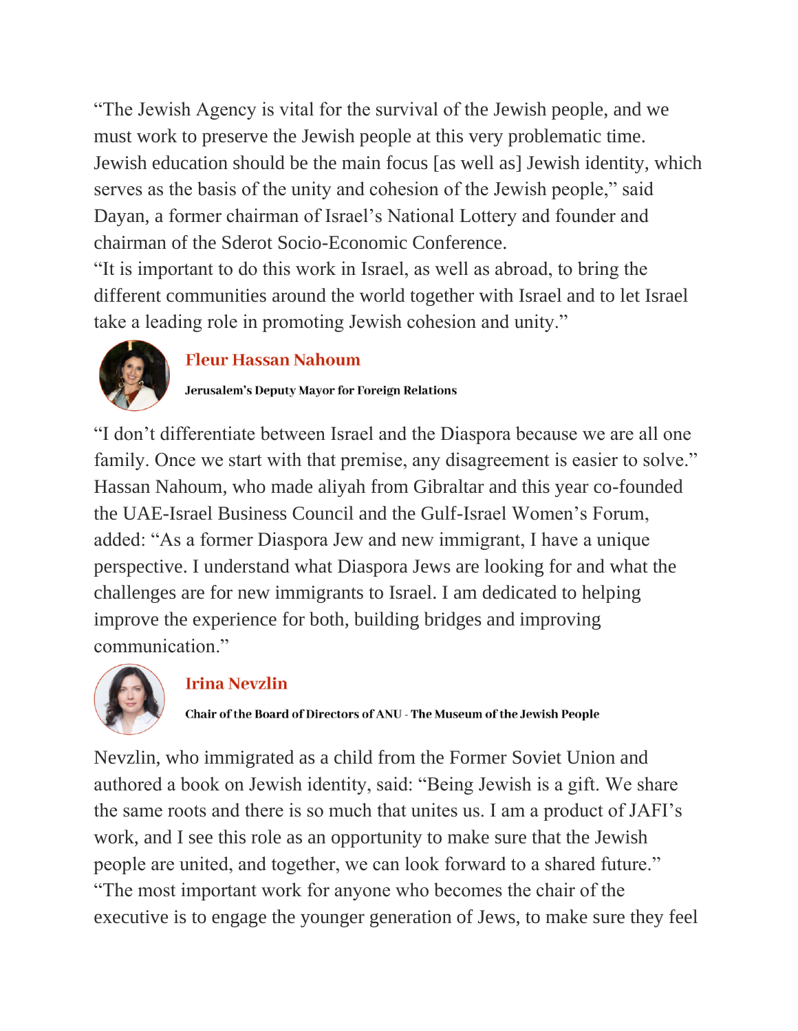"The Jewish Agency is vital for the survival of the Jewish people, and we must work to preserve the Jewish people at this very problematic time. Jewish education should be the main focus [as well as] Jewish identity, which serves as the basis of the unity and cohesion of the Jewish people," said Dayan, a former chairman of Israel's National Lottery and founder and chairman of the Sderot Socio-Economic Conference.

"It is important to do this work in Israel, as well as abroad, to bring the different communities around the world together with Israel and to let Israel take a leading role in promoting Jewish cohesion and unity."

### Fleur Hassan Nahoum

**Jerusalem's Deputy Mayor for Foreign Relations**

"I don't differentiate between Israel and the Diaspora because we are all one family. Once we start with that premise, any disagreement is easier to solve." Hassan Nahoum, who made aliyah from Gibraltar and this year co-founded the UAE-Israel Business Council and the Gulf-Israel Women's Forum, added: "As a former Diaspora Jew and new immigrant, I have a unique perspective. I understand what Diaspora Jews are looking for and what the challenges are for new immigrants to Israel. I am dedicated to helping improve the experience for both, building bridges and improving communication."

### Irina Nevzlin

**Chair of the Board of Directors of ANU - The Museum of the Jewish People**

Nevzlin, who immigrated as a child from the Former Soviet Union and authored a book on Jewish identity, said: "Being Jewish is a gift. We share the same roots and there is so much that unites us. I am a product of JAFI's work, and I see this role as an opportunity to make sure that the Jewish people are united, and together, we can look forward to a shared future."

"The most important work for anyone who becomes the chair of the executive is to engage the younger generation of Jews, to make sure they feel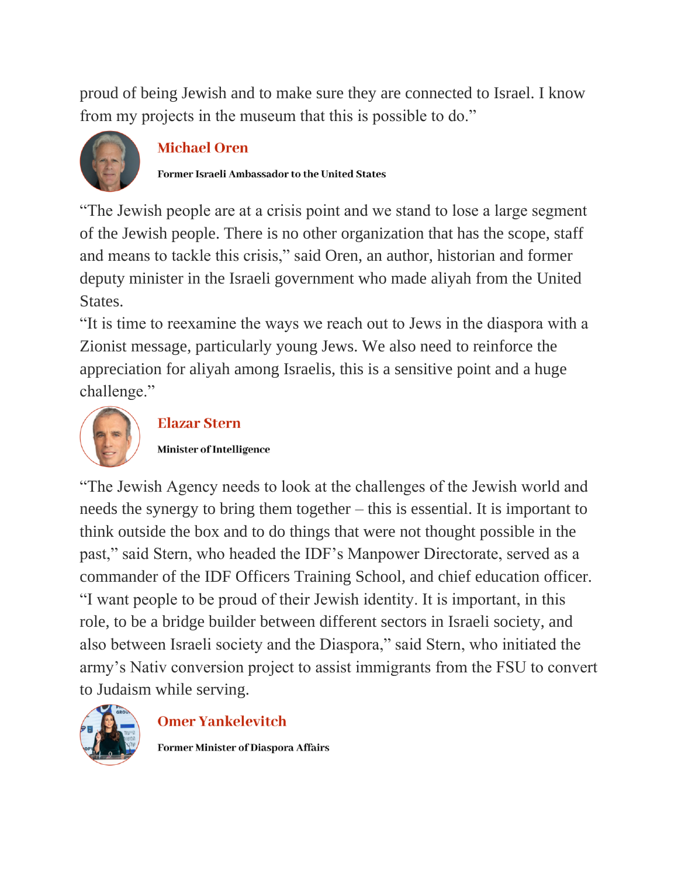proud of being Jewish and to make sure they are connected to Israel. I know from my projects in the museum that this is possible to do."

### Michael Oren

**Former Israeli Ambassador to the United States**

"The Jewish people are at a crisis point and we stand to lose a large segment of the Jewish people. There is no other organization that has the scope, staff and means to tackle this crisis," said Oren, an author, historian and former deputy minister in the Israeli government who made aliyah from the United States.

"It is time to reexamine the ways we reach out to Jews in the diaspora with a Zionist message, particularly young Jews. We also need to reinforce the appreciation for aliyah among Israelis, this is a sensitive point and a huge challenge."

### Elazar Stern

**Minister of Intelligence**

"The Jewish Agency needs to look at the challenges of the Jewish world and needs the synergy to bring them together – this is essential. It is important to think outside the box and to do things that were not thought possible in the past," said Stern, who headed the IDF's Manpower Directorate, served as a commander of the IDF Officers Training School, and chief education officer.

"I want people to be proud of their Jewish identity. It is important, in this role, to be a bridge builder between different sectors in Israeli society, and also between Israeli society and the Diaspora," said Stern, who initiated the army's Nativ conversion project to assist immigrants from the FSU to convert to Judaism while serving.

### Omer Yankelevitch

**Former Minister of Diaspora Affairs**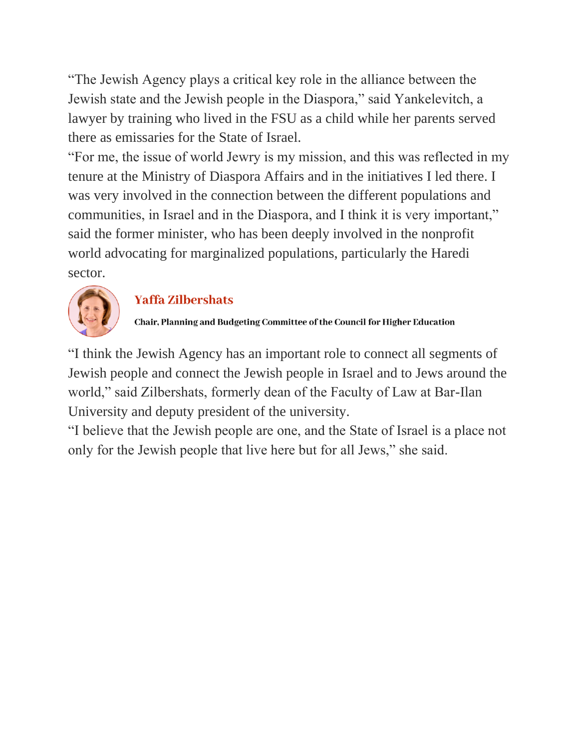"The Jewish Agency plays a critical key role in the alliance between the Jewish state and the Jewish people in the Diaspora," said Yankelevitch, a lawyer by training who lived in the FSU as a child while her parents served there as emissaries for the State of Israel.

"For me, the issue of world Jewry is my mission, and this was reflected in my tenure at the Ministry of Diaspora Affairs and in the initiatives I led there. I was very involved in the connection between the different populations and communities, in Israel and in the Diaspora, and I think it is very important," said the former minister, who has been deeply involved in the nonprofit world advocating for marginalized populations, particularly the Haredi sector.

### Yaffa Zilbershats

**Chair, Planning and Budgeting Committee of the Council for Higher Education**

"I think the Jewish Agency has an important role to connect all segments of Jewish people and connect the Jewish people in Israel and to Jews around the world," said Zilbershats, formerly dean of the Faculty of Law at Bar-Ilan University and deputy president of the university.

"I believe that the Jewish people are one, and the State of Israel is a place not only for the Jewish people that live here but for all Jews," she said.